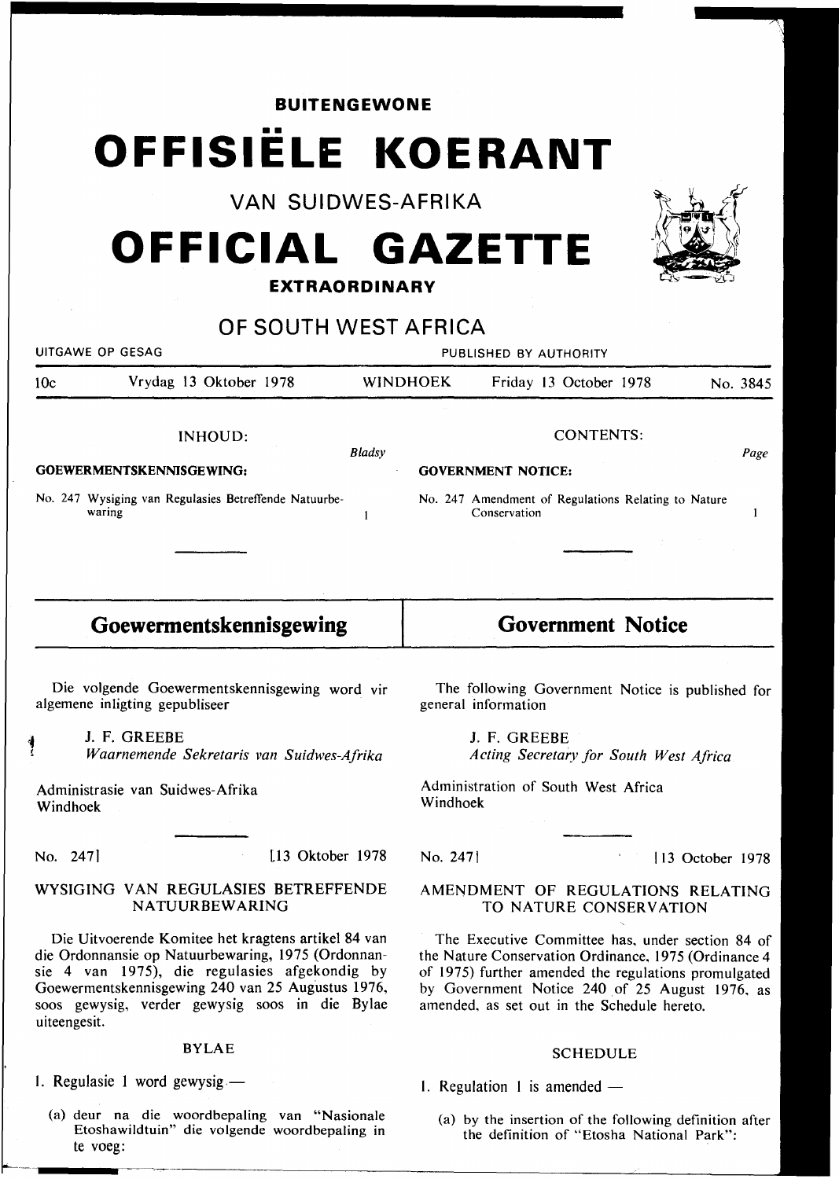**BUITENGEWONE**

# OFFISIËLE KOERANT

VAN SUIDWES-AFRIKA

# OFFICIAL GAZETTE

**EXTRAORDINARY**

OF SOUTH WEST AFRICA

UITGAWE OP GESAG — PUBLISHED BY AUTHORITY

10c — Vrydag 13 Oktober 1978 — WINDHOEK — Friday 13 October 1978 — No. 3845

INHOUD:

**GOEWERMENTSKENNISGEWING:**

| | *Bladsy* |
|---|---|
| No. 247 Wysiging van Regulasies Betreffende Natuurbewaring | 1 |

CONTENTS:

**GOVERNMENT NOTICE:**

| | *Page* |
|---|---|
| No. 247 Amendment of Regulations Relating to Nature Conservation | 1 |

## Goewermentskennisgewing

Die volgende Goewermentskennisgewing word vir algemene inligting gepubliseer

J. F. GREEBE
*Waarnemende Sekretaris van Suidwes-Afrika*

Administrasie van Suidwes-Afrika
Windhoek

No. 247] [13 Oktober 1978

### WYSIGING VAN REGULASIES BETREFFENDE NATUURBEWARING

Die Uitvoerende Komitee het kragtens artikel 84 van die Ordonnansie op Natuurbewaring, 1975 (Ordonnansie 4 van 1975), die regulasies afgekondig by Goewermentskennisgewing 240 van 25 Augustus 1976, soos gewysig, verder gewysig soos in die Bylae uiteengesit.

BYLAE

1. Regulasie 1 word gewysig —

   (a) deur na die woordbepaling van "Nasionale Etoshawildtuin" die volgende woordbepaling in te voeg:

## Government Notice

The following Government Notice is published for general information

J. F. GREEBE
*Acting Secretary for South West Africa*

Administration of South West Africa
Windhoek

No. 247] [13 October 1978

### AMENDMENT OF REGULATIONS RELATING TO NATURE CONSERVATION

The Executive Committee has, under section 84 of the Nature Conservation Ordinance, 1975 (Ordinance 4 of 1975) further amended the regulations promulgated by Government Notice 240 of 25 August 1976, as amended, as set out in the Schedule hereto.

SCHEDULE

1. Regulation 1 is amended —

   (a) by the insertion of the following definition after the definition of "Etosha National Park":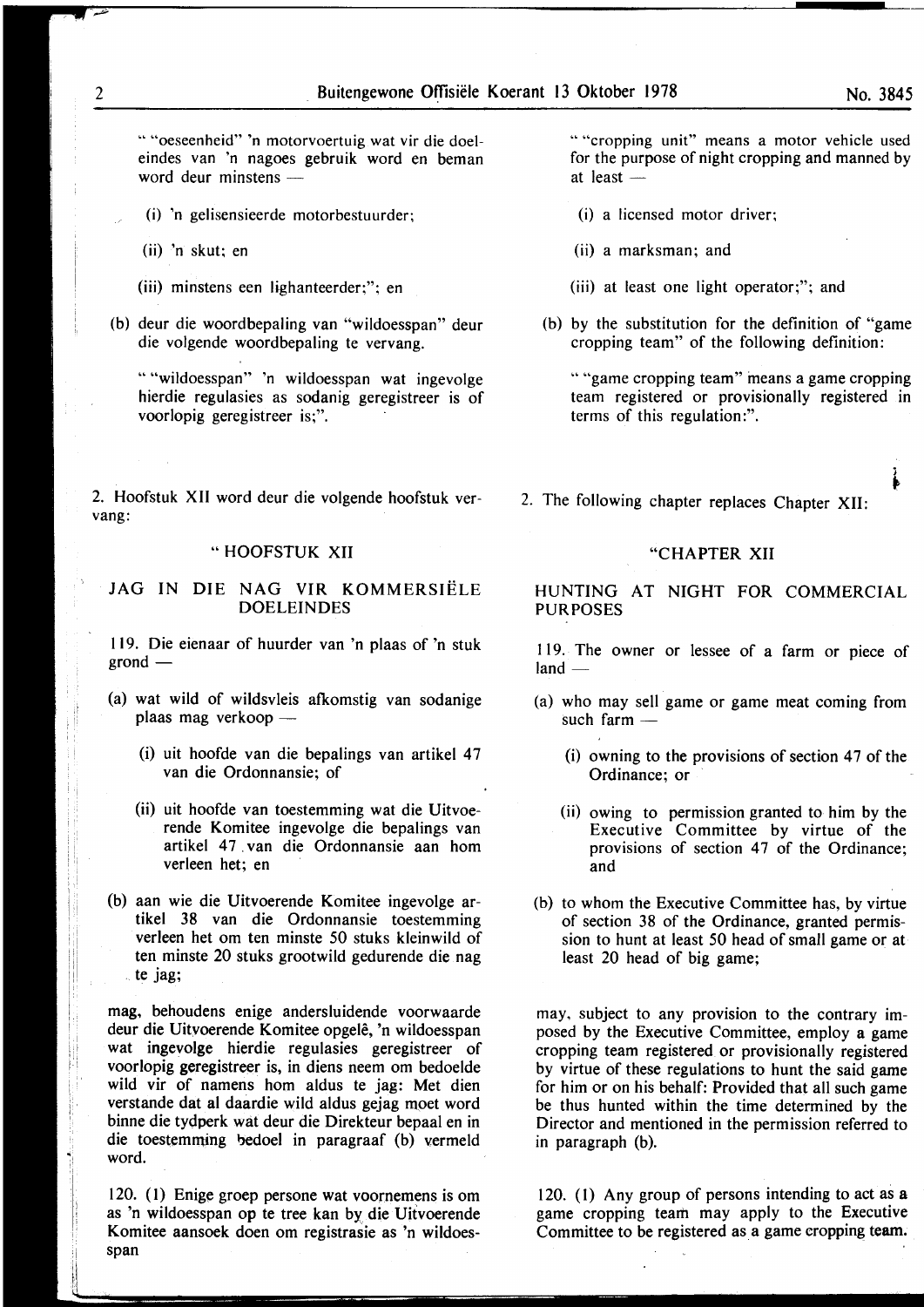" "oeseenheid" 'n motorvoertuig wat vir die doeleindes van 'n nagoes gebruik word en beman word deur minstens —

(i) 'n gelisensieerde motorbestuurder;

(ii) 'n skut; en

(iii) minstens een lighanteerder;"; en

(b) deur die woordbepaling van "wildoesspan" deur die volgende woordbepaling te vervang.

" "wildoesspan" 'n wildoesspan wat ingevolge hierdie regulasies as sodanig geregistreer is of voorlopig geregistreer is;".

2. Hoofstuk XII word deur die volgende hoofstuk vervang:

"HOOFSTUK XII

JAG IN DIE NAG VIR KOMMERSIËLE DOELEINDES

119. Die eienaar of huurder van 'n plaas of 'n stuk grond —

(a) wat wild of wildsvleis afkomstig van sodanige plaas mag verkoop —

(i) uit hoofde van die bepalings van artikel 47 van die Ordonnansie; of

(ii) uit hoofde van toestemming wat die Uitvoerende Komitee ingevolge die bepalings van artikel 47 van die Ordonnansie aan hom verleen het; en

(b) aan wie die Uitvoerende Komitee ingevolge artikel 38 van die Ordonnansie toestemming verleen het om ten minste 50 stuks kleinwild of ten minste 20 stuks grootwild gedurende die nag te jag;

mag, behoudens enige andersluidende voorwaarde deur die Uitvoerende Komitee opgelê, 'n wildoesspan wat ingevolge hierdie regulasies geregistreer of voorlopig geregistreer is, in diens neem om bedoelde wild vir of namens hom aldus te jag: Met dien verstande dat al daardie wild aldus gejag moet word binne die tydperk wat deur die Direkteur bepaal en in die toestemming bedoel in paragraaf (b) vermeld word.

120. (1) Enige groep persone wat voornemens is om as 'n wildoesspan op te tree kan by die Uitvoerende Komitee aansoek doen om registrasie as 'n wildoesspan

" "cropping unit" means a motor vehicle used for the purpose of night cropping and manned by at least —

(i) a licensed motor driver;

(ii) a marksman; and

(iii) at least one light operator;"; and

(b) by the substitution for the definition of "game cropping team" of the following definition:

" "game cropping team" means a game cropping team registered or provisionally registered in terms of this regulation:".

2. The following chapter replaces Chapter XII:

"CHAPTER XII

HUNTING AT NIGHT FOR COMMERCIAL PURPOSES

119. The owner or lessee of a farm or piece of land —

(a) who may sell game or game meat coming from such farm —

(i) owning to the provisions of section 47 of the Ordinance; or

(ii) owing to permission granted to him by the Executive Committee by virtue of the provisions of section 47 of the Ordinance; and

(b) to whom the Executive Committee has, by virtue of section 38 of the Ordinance, granted permission to hunt at least 50 head of small game or at least 20 head of big game;

may, subject to any provision to the contrary imposed by the Executive Committee, employ a game cropping team registered or provisionally registered by virtue of these regulations to hunt the said game for him or on his behalf: Provided that all such game be thus hunted within the time determined by the Director and mentioned in the permission referred to in paragraph (b).

120. (1) Any group of persons intending to act as a game cropping team may apply to the Executive Committee to be registered as a game cropping team.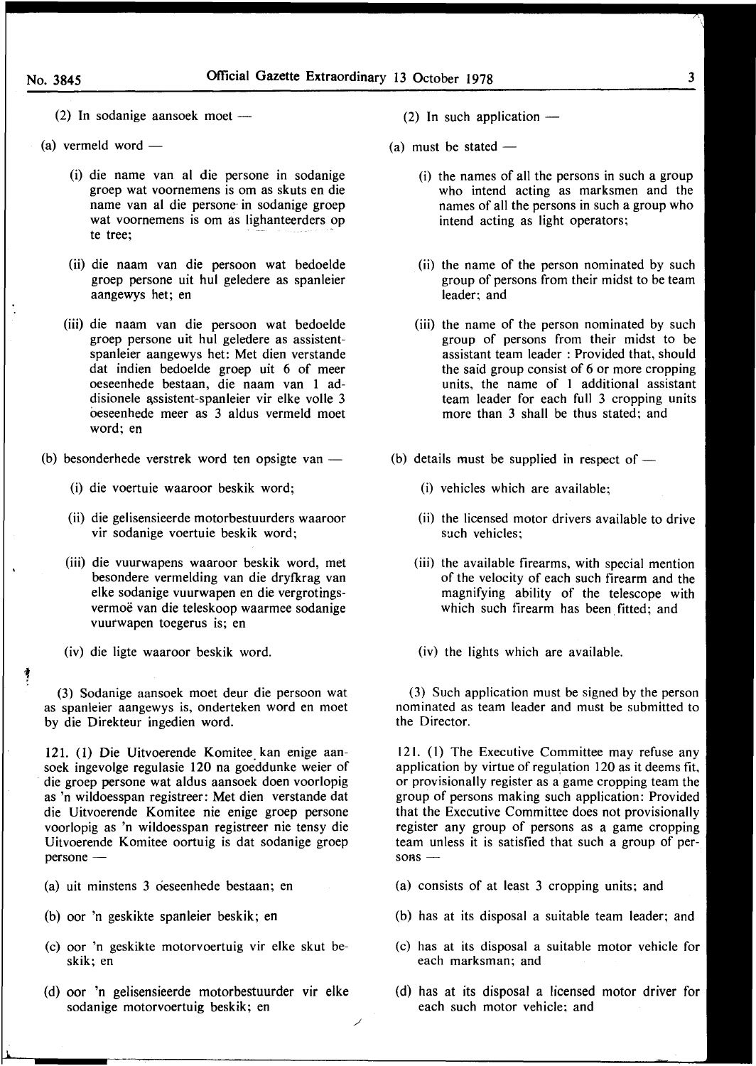(2) In sodanige aansoek moet —

(a) vermeld word —

(i) die name van al die persone in sodanige groep wat voornemens is om as skuts en die name van al die persone in sodanige groep wat voornemens is om as lighanteerders op te tree;

(ii) die naam van die persoon wat bedoelde groep persone uit hul geledere as spanleier aangewys het; en

(iii) die naam van die persoon wat bedoelde groep persone uit hul geledere as assistent-spanleier aangewys het: Met dien verstande dat indien bedoelde groep uit 6 of meer oeseenhede bestaan, die naam van 1 addisionele assistent-spanleier vir elke volle 3 oeseenhede meer as 3 aldus vermeld moet word; en

(b) besonderhede verstrek word ten opsigte van —

(i) die voertuie waaroor beskik word;

(ii) die gelisensieerde motorbestuurders waaroor vir sodanige voertuie beskik word;

(iii) die vuurwapens waaroor beskik word, met besondere vermelding van die dryfkrag van elke sodanige vuurwapen en die vergrotingsvermoë van die teleskoop waarmee sodanige vuurwapen toegerus is; en

(iv) die ligte waaroor beskik word.

(3) Sodanige aansoek moet deur die persoon wat as spanleier aangewys is, onderteken word en moet by die Direkteur ingedien word.

121. (1) Die Uitvoerende Komitee kan enige aansoek ingevolge regulasie 120 na goeddunke weier of die groep persone wat aldus aansoek doen voorlopig as 'n wildoesspan registreer: Met dien verstande dat die Uitvoerende Komitee nie enige groep persone voorlopig as 'n wildoesspan registreer nie tensy die Uitvoerende Komitee oortuig is dat sodanige groep persone —

(a) uit minstens 3 oeseenhede bestaan; en

(b) oor 'n geskikte spanleier beskik; en

(c) oor 'n geskikte motorvoertuig vir elke skut beskik; en

(d) oor 'n gelisensieerde motorbestuurder vir elke sodanige motorvoertuig beskik; en

(2) In such application —

(a) must be stated —

(i) the names of all the persons in such a group who intend acting as marksmen and the names of all the persons in such a group who intend acting as light operators;

(ii) the name of the person nominated by such group of persons from their midst to be team leader; and

(iii) the name of the person nominated by such group of persons from their midst to be assistant team leader : Provided that, should the said group consist of 6 or more cropping units, the name of 1 additional assistant team leader for each full 3 cropping units more than 3 shall be thus stated; and

(b) details must be supplied in respect of —

(i) vehicles which are available;

(ii) the licensed motor drivers available to drive such vehicles;

(iii) the available firearms, with special mention of the velocity of each such firearm and the magnifying ability of the telescope with which such firearm has been fitted; and

(iv) the lights which are available.

(3) Such application must be signed by the person nominated as team leader and must be submitted to the Director.

121. (1) The Executive Committee may refuse any application by virtue of regulation 120 as it deems fit, or provisionally register as a game cropping team the group of persons making such application: Provided that the Executive Committee does not provisionally register any group of persons as a game cropping team unless it is satisfied that such a group of persons —

(a) consists of at least 3 cropping units; and

(b) has at its disposal a suitable team leader; and

(c) has at its disposal a suitable motor vehicle for each marksman; and

(d) has at its disposal a licensed motor driver for each such motor vehicle; and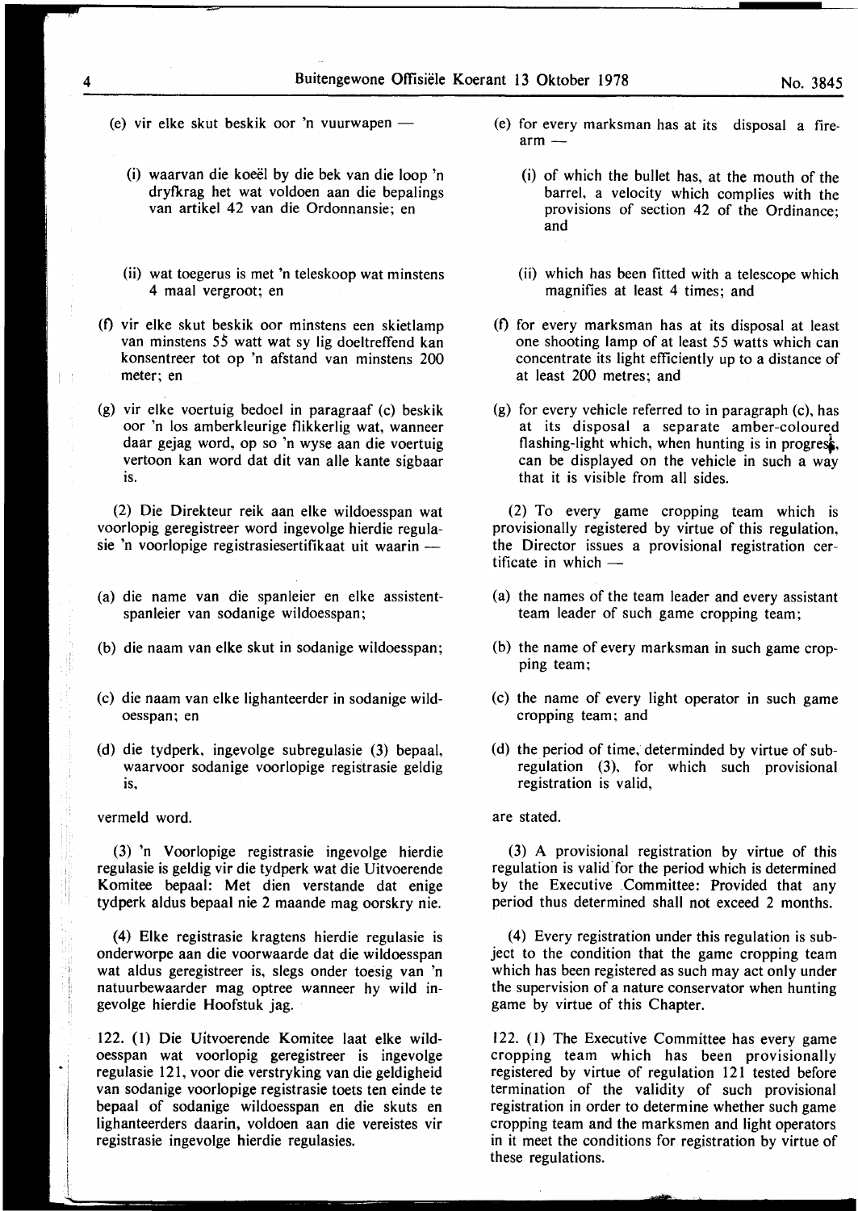(e) vir elke skut beskik oor 'n vuurwapen —

(i) waarvan die koeël by die bek van die loop 'n dryfkrag het wat voldoen aan die bepalings van artikel 42 van die Ordonnansie; en

(ii) wat toegerus is met 'n teleskoop wat minstens 4 maal vergroot; en

(f) vir elke skut beskik oor minstens een skietlamp van minstens 55 watt wat sy lig doeltreffend kan konsentreer tot op 'n afstand van minstens 200 meter; en

(g) vir elke voertuig bedoel in paragraaf (c) beskik oor 'n los amberkleurige flikkerlig wat, wanneer daar gejag word, op so 'n wyse aan die voertuig vertoon kan word dat dit van alle kante sigbaar is.

(2) Die Direkteur reik aan elke wildoesspan wat voorlopig geregistreer word ingevolge hierdie regulasie 'n voorlopige registrasiesertifikaat uit waarin —

(a) die name van die spanleier en elke assistent-spanleier van sodanige wildoesspan;

(b) die naam van elke skut in sodanige wildoesspan;

(c) die naam van elke lighanteerder in sodanige wildoesspan; en

(d) die tydperk, ingevolge subregulasie (3) bepaal, waarvoor sodanige voorlopige registrasie geldig is,

vermeld word.

(3) 'n Voorlopige registrasie ingevolge hierdie regulasie is geldig vir die tydperk wat die Uitvoerende Komitee bepaal: Met dien verstande dat enige tydperk aldus bepaal nie 2 maande mag oorskry nie.

(4) Elke registrasie kragtens hierdie regulasie is onderworpe aan die voorwaarde dat die wildoesspan wat aldus geregistreer is, slegs onder toesig van 'n natuurbewaarder mag optree wanneer hy wild ingevolge hierdie Hoofstuk jag.

122. (1) Die Uitvoerende Komitee laat elke wildoesspan wat voorlopig geregistreer is ingevolge regulasie 121, voor die verstryking van die geldigheid van sodanige voorlopige registrasie toets ten einde te bepaal of sodanige wildoesspan en die skuts en lighanteerders daarin, voldoen aan die vereistes vir registrasie ingevolge hierdie regulasies.

(e) for every marksman has at its disposal a firearm —

(i) of which the bullet has, at the mouth of the barrel, a velocity which complies with the provisions of section 42 of the Ordinance; and

(ii) which has been fitted with a telescope which magnifies at least 4 times; and

(f) for every marksman has at its disposal at least one shooting lamp of at least 55 watts which can concentrate its light efficiently up to a distance of at least 200 metres; and

(g) for every vehicle referred to in paragraph (c), has at its disposal a separate amber-coloured flashing-light which, when hunting is in progress, can be displayed on the vehicle in such a way that it is visible from all sides.

(2) To every game cropping team which is provisionally registered by virtue of this regulation, the Director issues a provisional registration certificate in which —

(a) the names of the team leader and every assistant team leader of such game cropping team;

(b) the name of every marksman in such game cropping team;

(c) the name of every light operator in such game cropping team; and

(d) the period of time, determinded by virtue of subregulation (3), for which such provisional registration is valid,

are stated.

(3) A provisional registration by virtue of this regulation is valid for the period which is determined by the Executive Committee: Provided that any period thus determined shall not exceed 2 months.

(4) Every registration under this regulation is subject to the condition that the game cropping team which has been registered as such may act only under the supervision of a nature conservator when hunting game by virtue of this Chapter.

122. (1) The Executive Committee has every game cropping team which has been provisionally registered by virtue of regulation 121 tested before termination of the validity of such provisional registration in order to determine whether such game cropping team and the marksmen and light operators in it meet the conditions for registration by virtue of these regulations.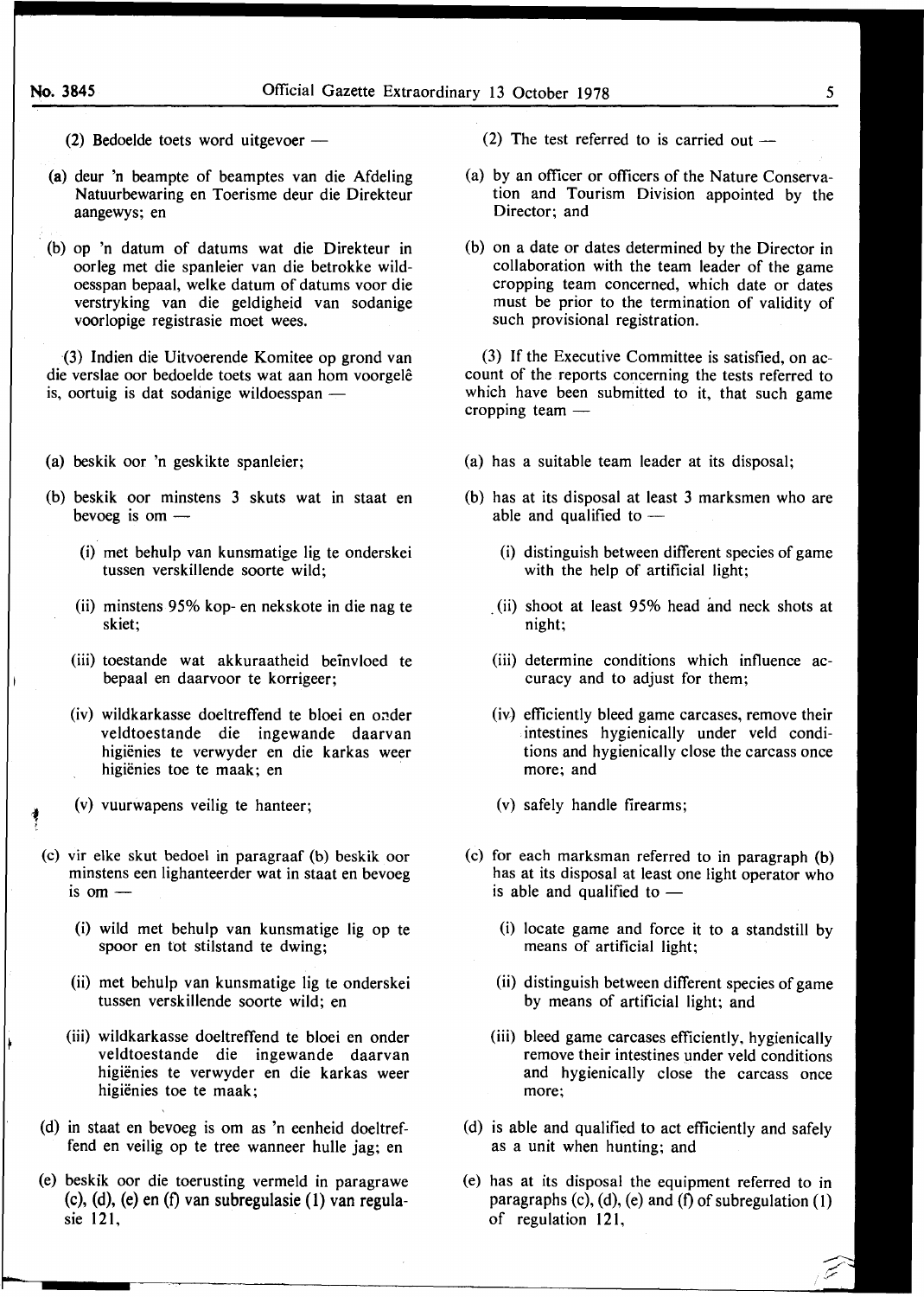(2) Bedoelde toets word uitgevoer —

(a) deur 'n beampte of beamptes van die Afdeling Natuurbewaring en Toerisme deur die Direkteur aangewys; en

(b) op 'n datum of datums wat die Direkteur in oorleg met die spanleier van die betrokke wildoesspan bepaal, welke datum of datums voor die verstryking van die geldigheid van sodanige voorlopige registrasie moet wees.

(3) Indien die Uitvoerende Komitee op grond van die verslae oor bedoelde toets wat aan hom voorgelê is, oortuig is dat sodanige wildoesspan —

(a) beskik oor 'n geskikte spanleier;

(b) beskik oor minstens 3 skuts wat in staat en bevoeg is om —

(i) met behulp van kunsmatige lig te onderskei tussen verskillende soorte wild;

(ii) minstens 95% kop- en nekskote in die nag te skiet;

(iii) toestande wat akkuraatheid beïnvloed te bepaal en daarvoor te korrigeer;

(iv) wildkarkasse doeltreffend te bloei en onder veldtoestande die ingewande daarvan higiënies te verwyder en die karkas weer higiënies toe te maak; en

(v) vuurwapens veilig te hanteer;

(c) vir elke skut bedoel in paragraaf (b) beskik oor minstens een lighanteerder wat in staat en bevoeg is om —

(i) wild met behulp van kunsmatige lig op te spoor en tot stilstand te dwing;

(ii) met behulp van kunsmatige lig te onderskei tussen verskillende soorte wild; en

(iii) wildkarkasse doeltreffend te bloei en onder veldtoestande die ingewande daarvan higiënies te verwyder en die karkas weer higiënies toe te maak;

(d) in staat en bevoeg is om as 'n eenheid doeltreffend en veilig op te tree wanneer hulle jag; en

(e) beskik oor die toerusting vermeld in paragrawe (c), (d), (e) en (f) van subregulasie (1) van regulasie 121,

(2) The test referred to is carried out —

(a) by an officer or officers of the Nature Conservation and Tourism Division appointed by the Director; and

(b) on a date or dates determined by the Director in collaboration with the team leader of the game cropping team concerned, which date or dates must be prior to the termination of validity of such provisional registration.

(3) If the Executive Committee is satisfied, on account of the reports concerning the tests referred to which have been submitted to it, that such game cropping team —

(a) has a suitable team leader at its disposal;

(b) has at its disposal at least 3 marksmen who are able and qualified to —

(i) distinguish between different species of game with the help of artificial light;

(ii) shoot at least 95% head and neck shots at night;

(iii) determine conditions which influence accuracy and to adjust for them;

(iv) efficiently bleed game carcases, remove their intestines hygienically under veld conditions and hygienically close the carcass once more; and

(v) safely handle firearms;

(c) for each marksman referred to in paragraph (b) has at its disposal at least one light operator who is able and qualified to —

(i) locate game and force it to a standstill by means of artificial light;

(ii) distinguish between different species of game by means of artificial light; and

(iii) bleed game carcases efficiently, hygienically remove their intestines under veld conditions and hygienically close the carcass once more;

(d) is able and qualified to act efficiently and safely as a unit when hunting; and

(e) has at its disposal the equipment referred to in paragraphs (c), (d), (e) and (f) of subregulation (1) of regulation 121,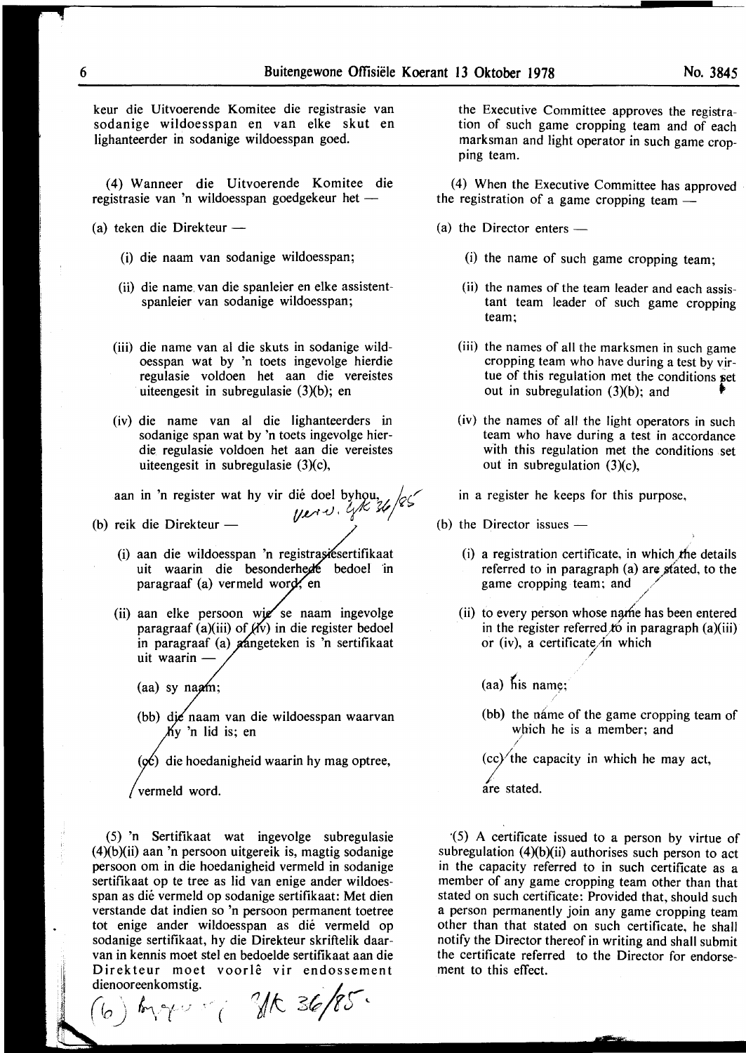keur die Uitvoerende Komitee die registrasie van sodanige wildoesspan en van elke skut en lighanteerder in sodanige wildoesspan goed.

(4) Wanneer die Uitvoerende Komitee die registrasie van 'n wildoesspan goedgekeur het —

(a) teken die Direkteur —

(i) die naam van sodanige wildoesspan;

(ii) die name van die spanleier en elke assistent-spanleier van sodanige wildoesspan;

(iii) die name van al die skuts in sodanige wildoesspan wat by 'n toets ingevolge hierdie regulasie voldoen het aan die vereistes uiteengesit in subregulasie (3)(b); en

(iv) die name van al die lighanteerders in sodanige span wat by 'n toets ingevolge hierdie regulasie voldoen het aan die vereistes uiteengesit in subregulasie (3)(c),

aan in 'n register wat hy vir dié doel byhou,

(b) reik die Direkteur —

(i) aan die wildoesspan 'n registrasiesertifikaat uit waarin die besonderhede bedoel in paragraaf (a) vermeld word; en

(ii) aan elke persoon wie se naam ingevolge paragraaf (a)(iii) of (iv) in die register bedoel in paragraaf (a) aangeteken is 'n sertifikaat uit waarin —

(aa) sy naam;

(bb) die naam van die wildoesspan waarvan hy 'n lid is; en

(cc) die hoedanigheid waarin hy mag optree,

vermeld word.

(5) 'n Sertifikaat wat ingevolge subregulasie (4)(b)(ii) aan 'n persoon uitgereik is, magtig sodanige persoon om in die hoedanigheid vermeld in sodanige sertifikaat op te tree as lid van enige ander wildoesspan as dié vermeld op sodanige sertifikaat: Met dien verstande dat indien so 'n persoon permanent toetree tot enige ander wildoesspan as dié vermeld op sodanige sertifikaat, hy die Direkteur skriftelik daarvan in kennis moet stel en bedoelde sertifikaat aan die Direkteur moet voorlê vir endossement dienooreenkomstig.

the Executive Committee approves the registration of such game cropping team and of each marksman and light operator in such game cropping team.

(4) When the Executive Committee has approved the registration of a game cropping team —

(a) the Director enters —

(i) the name of such game cropping team;

(ii) the names of the team leader and each assistant team leader of such game cropping team;

(iii) the names of all the marksmen in such game cropping team who have during a test by virtue of this regulation met the conditions set out in subregulation (3)(b); and

(iv) the names of all the light operators in such team who have during a test in accordance with this regulation met the conditions set out in subregulation (3)(c),

in a register he keeps for this purpose,

(b) the Director issues —

(i) a registration certificate, in which the details referred to in paragraph (a) are stated, to the game cropping team; and

(ii) to every person whose name has been entered in the register referred to in paragraph (a)(iii) or (iv), a certificate in which

(aa) his name;

(bb) the name of the game cropping team of which he is a member; and

(cc) the capacity in which he may act,

are stated.

(5) A certificate issued to a person by virtue of subregulation (4)(b)(ii) authorises such person to act in the capacity referred to in such certificate as a member of any game cropping team other than that stated on such certificate: Provided that, should such a person permanently join any game cropping team other than that stated on such certificate, he shall notify the Director thereof in writing and shall submit the certificate referred to the Director for endorsement to this effect.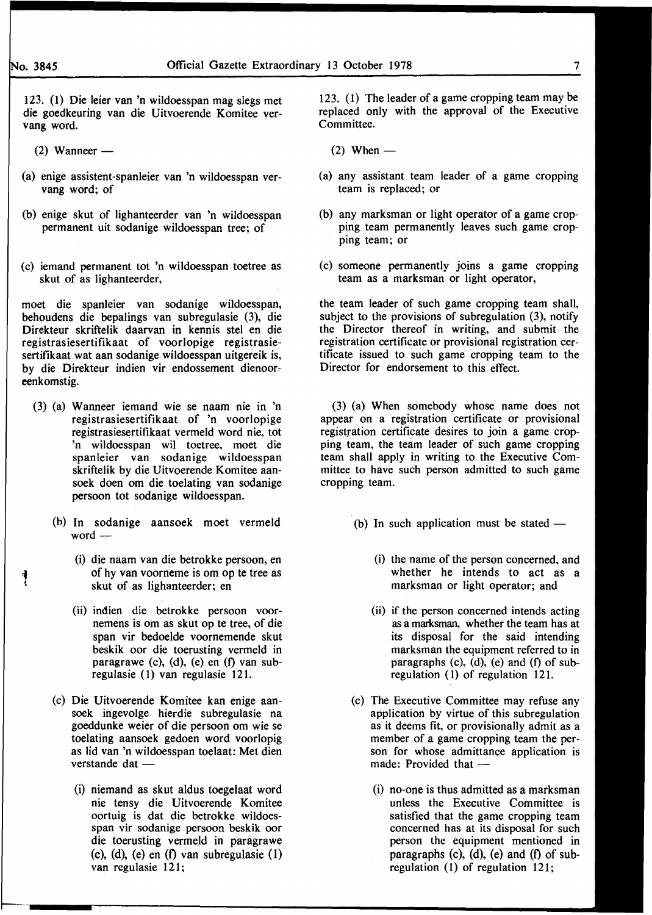123. (1) Die leier van 'n wildoesspan mag slegs met die goedkeuring van die Uitvoerende Komitee vervang word.

(2) Wanneer —

(a) enige assistent-spanleier van 'n wildoesspan vervang word; of

(b) enige skut of lighanteerder van 'n wildoesspan permanent uit sodanige wildoesspan tree; of

(c) iemand permanent tot 'n wildoesspan toetree as skut of as lighanteerder,

moet die spanleier van sodanige wildoesspan, behoudens die bepalings van subregulasie (3), die Direkteur skriftelik daarvan in kennis stel en die registrasiesertifikaat of voorlopige registrasiesertifikaat wat aan sodanige wildoesspan uitgereik is, by die Direkteur indien vir endossement dienooreenkomstig.

(3) (a) Wanneer iemand wie se naam nie in 'n registrasiesertifikaat of 'n voorlopige registrasiesertifikaat vermeld word nie, tot 'n wildoesspan wil toetree, moet die spanleier van sodanige wildoesspan skriftelik by die Uitvoerende Komitee aansoek doen om die toelating van sodanige persoon tot sodanige wildoesspan.

(b) In sodanige aansoek moet vermeld word —

(i) die naam van die betrokke persoon, en of hy van voorneme is om op te tree as skut of as lighanteerder; en

(ii) indien die betrokke persoon voornemens is om as skut op te tree, of die span vir bedoelde voornemende skut beskik oor die toerusting vermeld in paragrawe (c), (d), (e) en (f) van subregulasie (1) van regulasie 121.

(c) Die Uitvoerende Komitee kan enige aansoek ingevolge hierdie subregulasie na goeddunke weier of die persoon om wie se toelating aansoek gedoen word voorlopig as lid van 'n wildoesspan toelaat: Met dien verstande dat —

(i) niemand as skut aldus toegelaat word nie tensy die Uitvoerende Komitee oortuig is dat die betrokke wildoesspan vir sodanige persoon beskik oor die toerusting vermeld in paragrawe (c), (d), (e) en (f) van subregulasie (1) van regulasie 121;

123. (1) The leader of a game cropping team may be replaced only with the approval of the Executive Committee.

(2) When —

(a) any assistant team leader of a game cropping team is replaced; or

(b) any marksman or light operator of a game cropping team permanently leaves such game cropping team; or

(c) someone permanently joins a game cropping team as a marksman or light operator,

the team leader of such game cropping team shall, subject to the provisions of subregulation (3), notify the Director thereof in writing, and submit the registration certificate or provisional registration certificate issued to such game cropping team to the Director for endorsement to this effect.

(3) (a) When somebody whose name does not appear on a registration certificate or provisional registration certificate desires to join a game cropping team, the team leader of such game cropping team shall apply in writing to the Executive Committee to have such person admitted to such game cropping team.

(b) In such application must be stated —

(i) the name of the person concerned, and whether he intends to act as a marksman or light operator; and

(ii) if the person concerned intends acting as a marksman, whether the team has at its disposal for the said intending marksman the equipment referred to in paragraphs (c), (d), (e) and (f) of subregulation (1) of regulation 121.

(c) The Executive Committee may refuse any application by virtue of this subregulation as it deems fit, or provisionally admit as a member of a game cropping team the person for whose admittance application is made: Provided that —

(i) no-one is thus admitted as a marksman unless the Executive Committee is satisfied that the game cropping team concerned has at its disposal for such person the equipment mentioned in paragraphs (c), (d), (e) and (f) of subregulation (1) of regulation 121;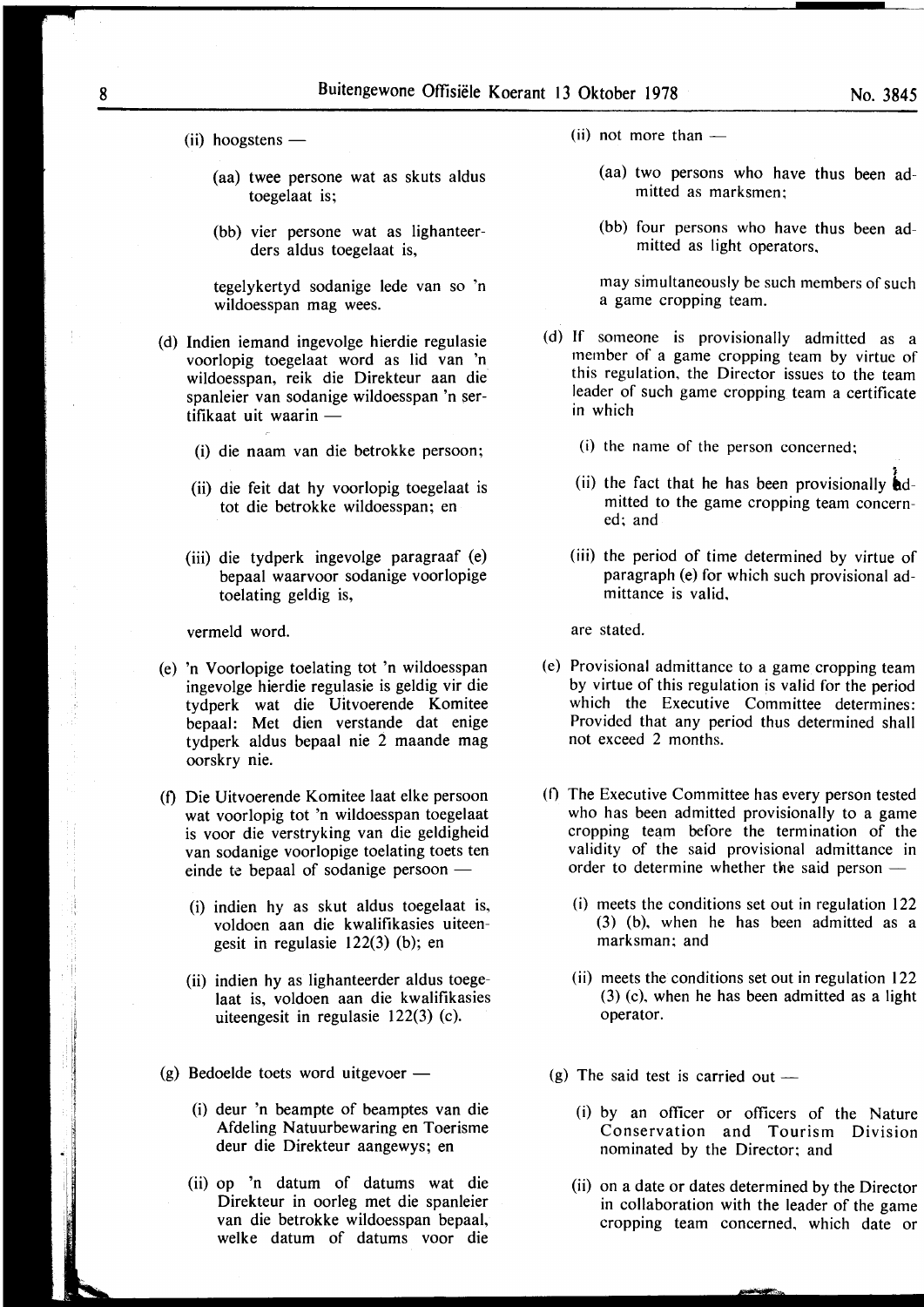(ii) hoogstens —

(aa) twee persone wat as skuts aldus toegelaat is;

(bb) vier persone wat as lighanteerders aldus toegelaat is,

tegelykertyd sodanige lede van so 'n wildoesspan mag wees.

(d) Indien iemand ingevolge hierdie regulasie voorlopig toegelaat word as lid van 'n wildoesspan, reik die Direkteur aan die spanleier van sodanige wildoesspan 'n sertifikaat uit waarin —

(i) die naam van die betrokke persoon;

(ii) die feit dat hy voorlopig toegelaat is tot die betrokke wildoesspan; en

(iii) die tydperk ingevolge paragraaf (e) bepaal waarvoor sodanige voorlopige toelating geldig is,

vermeld word.

(e) 'n Voorlopige toelating tot 'n wildoesspan ingevolge hierdie regulasie is geldig vir die tydperk wat die Uitvoerende Komitee bepaal: Met dien verstande dat enige tydperk aldus bepaal nie 2 maande mag oorskry nie.

(f) Die Uitvoerende Komitee laat elke persoon wat voorlopig tot 'n wildoesspan toegelaat is voor die verstryking van die geldigheid van sodanige voorlopige toelating toets ten einde te bepaal of sodanige persoon —

(i) indien hy as skut aldus toegelaat is, voldoen aan die kwalifikasies uiteengesit in regulasie 122(3) (b); en

(ii) indien hy as lighanteerder aldus toegelaat is, voldoen aan die kwalifikasies uiteengesit in regulasie 122(3) (c).

(g) Bedoelde toets word uitgevoer —

(i) deur 'n beampte of beamptes van die Afdeling Natuurbewaring en Toerisme deur die Direkteur aangewys; en

(ii) op 'n datum of datums wat die Direkteur in oorleg met die spanleier van die betrokke wildoesspan bepaal, welke datum of datums voor die

(ii) not more than —

(aa) two persons who have thus been admitted as marksmen;

(bb) four persons who have thus been admitted as light operators,

may simultaneously be such members of such a game cropping team.

(d) If someone is provisionally admitted as a member of a game cropping team by virtue of this regulation, the Director issues to the team leader of such game cropping team a certificate in which

(i) the name of the person concerned;

(ii) the fact that he has been provisionally admitted to the game cropping team concerned; and

(iii) the period of time determined by virtue of paragraph (e) for which such provisional admittance is valid,

are stated.

(e) Provisional admittance to a game cropping team by virtue of this regulation is valid for the period which the Executive Committee determines: Provided that any period thus determined shall not exceed 2 months.

(f) The Executive Committee has every person tested who has been admitted provisionally to a game cropping team before the termination of the validity of the said provisional admittance in order to determine whether the said person —

(i) meets the conditions set out in regulation 122 (3) (b), when he has been admitted as a marksman; and

(ii) meets the conditions set out in regulation 122 (3) (c), when he has been admitted as a light operator.

(g) The said test is carried out —

(i) by an officer or officers of the Nature Conservation and Tourism Division nominated by the Director; and

(ii) on a date or dates determined by the Director in collaboration with the leader of the game cropping team concerned, which date or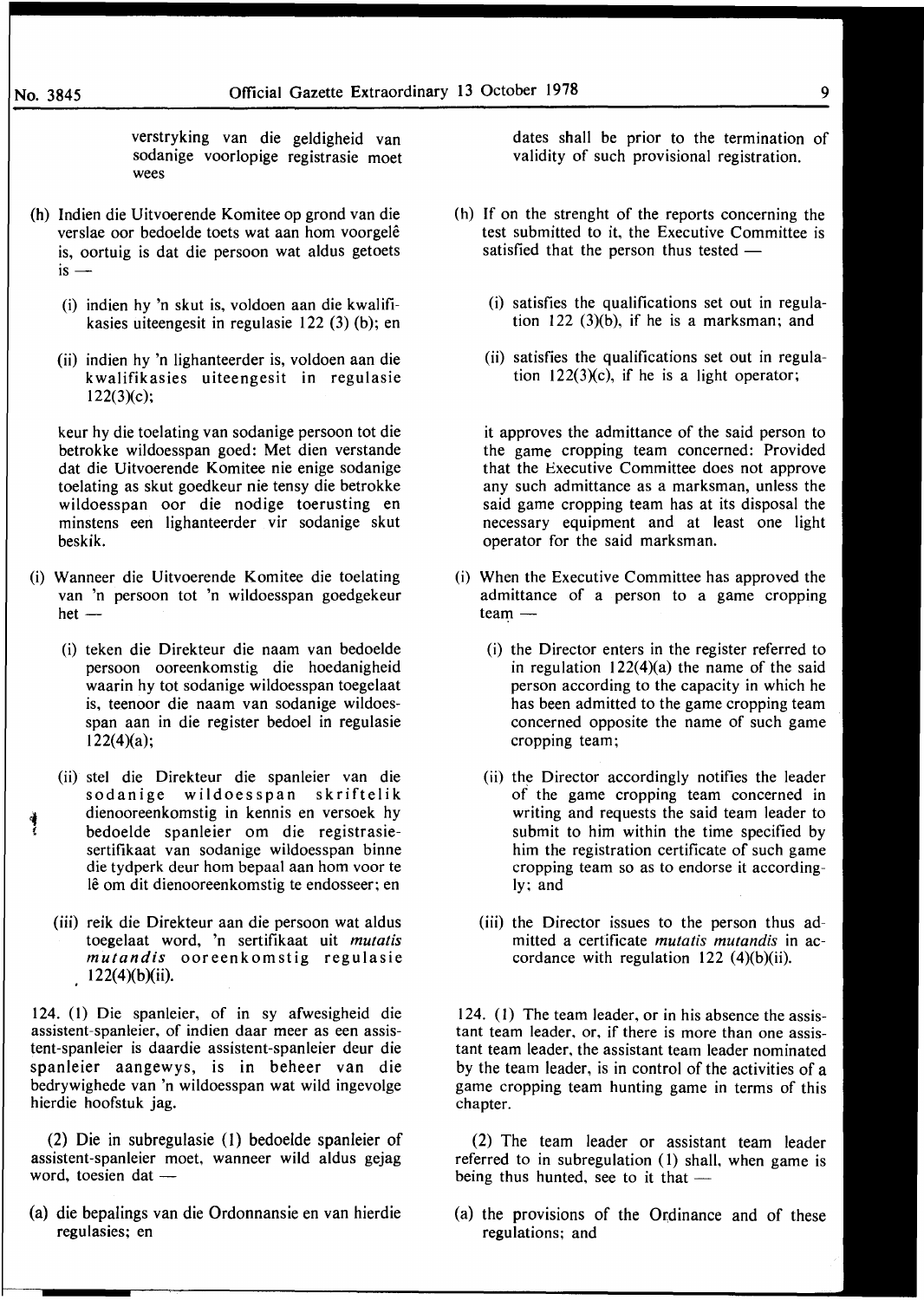verstryking van die geldigheid van sodanige voorlopige registrasie moet wees

(h) Indien die Uitvoerende Komitee op grond van die verslae oor bedoelde toets wat aan hom voorgelê is, oortuig is dat die persoon wat aldus getoets is —

(i) indien hy 'n skut is, voldoen aan die kwalifikasies uiteengesit in regulasie 122 (3) (b); en

(ii) indien hy 'n lighanteerder is, voldoen aan die kwalifikasies uiteengesit in regulasie 122(3)(c);

keur hy die toelating van sodanige persoon tot die betrokke wildoesspan goed: Met dien verstande dat die Uitvoerende Komitee nie enige sodanige toelating as skut goedkeur nie tensy die betrokke wildoesspan oor die nodige toerusting en minstens een lighanteerder vir sodanige skut beskik.

(i) Wanneer die Uitvoerende Komitee die toelating van 'n persoon tot 'n wildoesspan goedgekeur het —

(i) teken die Direkteur die naam van bedoelde persoon ooreenkomstig die hoedanigheid waarin hy tot sodanige wildoesspan toegelaat is, teenoor die naam van sodanige wildoesspan aan in die register bedoel in regulasie 122(4)(a);

(ii) stel die Direkteur die spanleier van die sodanige wildoesspan skriftelik dienooreenkomstig in kennis en versoek hy bedoelde spanleier om die registrasiesertifikaat van sodanige wildoesspan binne die tydperk deur hom bepaal aan hom voor te lê om dit dienooreenkomstig te endosseer; en

(iii) reik die Direkteur aan die persoon wat aldus toegelaat word, 'n sertifikaat uit *mutatis mutandis* ooreenkomstig regulasie 122(4)(b)(ii).

124. (1) Die spanleier, of in sy afwesigheid die assistent-spanleier, of indien daar meer as een assistent-spanleier is daardie assistent-spanleier deur die spanleier aangewys, is in beheer van die bedrywighede van 'n wildoesspan wat wild ingevolge hierdie hoofstuk jag.

(2) Die in subregulasie (1) bedoelde spanleier of assistent-spanleier moet, wanneer wild aldus gejag word, toesien dat —

(a) die bepalings van die Ordonnansie en van hierdie regulasies; en

dates shall be prior to the termination of validity of such provisional registration.

(h) If on the strenght of the reports concerning the test submitted to it, the Executive Committee is satisfied that the person thus tested —

(i) satisfies the qualifications set out in regulation 122 (3)(b), if he is a marksman; and

(ii) satisfies the qualifications set out in regulation 122(3)(c), if he is a light operator;

it approves the admittance of the said person to the game cropping team concerned: Provided that the Executive Committee does not approve any such admittance as a marksman, unless the said game cropping team has at its disposal the necessary equipment and at least one light operator for the said marksman.

(i) When the Executive Committee has approved the admittance of a person to a game cropping team —

(i) the Director enters in the register referred to in regulation 122(4)(a) the name of the said person according to the capacity in which he has been admitted to the game cropping team concerned opposite the name of such game cropping team;

(ii) the Director accordingly notifies the leader of the game cropping team concerned in writing and requests the said team leader to submit to him within the time specified by him the registration certificate of such game cropping team so as to endorse it accordingly; and

(iii) the Director issues to the person thus admitted a certificate *mutatis mutandis* in accordance with regulation 122 (4)(b)(ii).

124. (1) The team leader, or in his absence the assistant team leader, or, if there is more than one assistant team leader, the assistant team leader nominated by the team leader, is in control of the activities of a game cropping team hunting game in terms of this chapter.

(2) The team leader or assistant team leader referred to in subregulation (1) shall, when game is being thus hunted, see to it that —

(a) the provisions of the Ordinance and of these regulations; and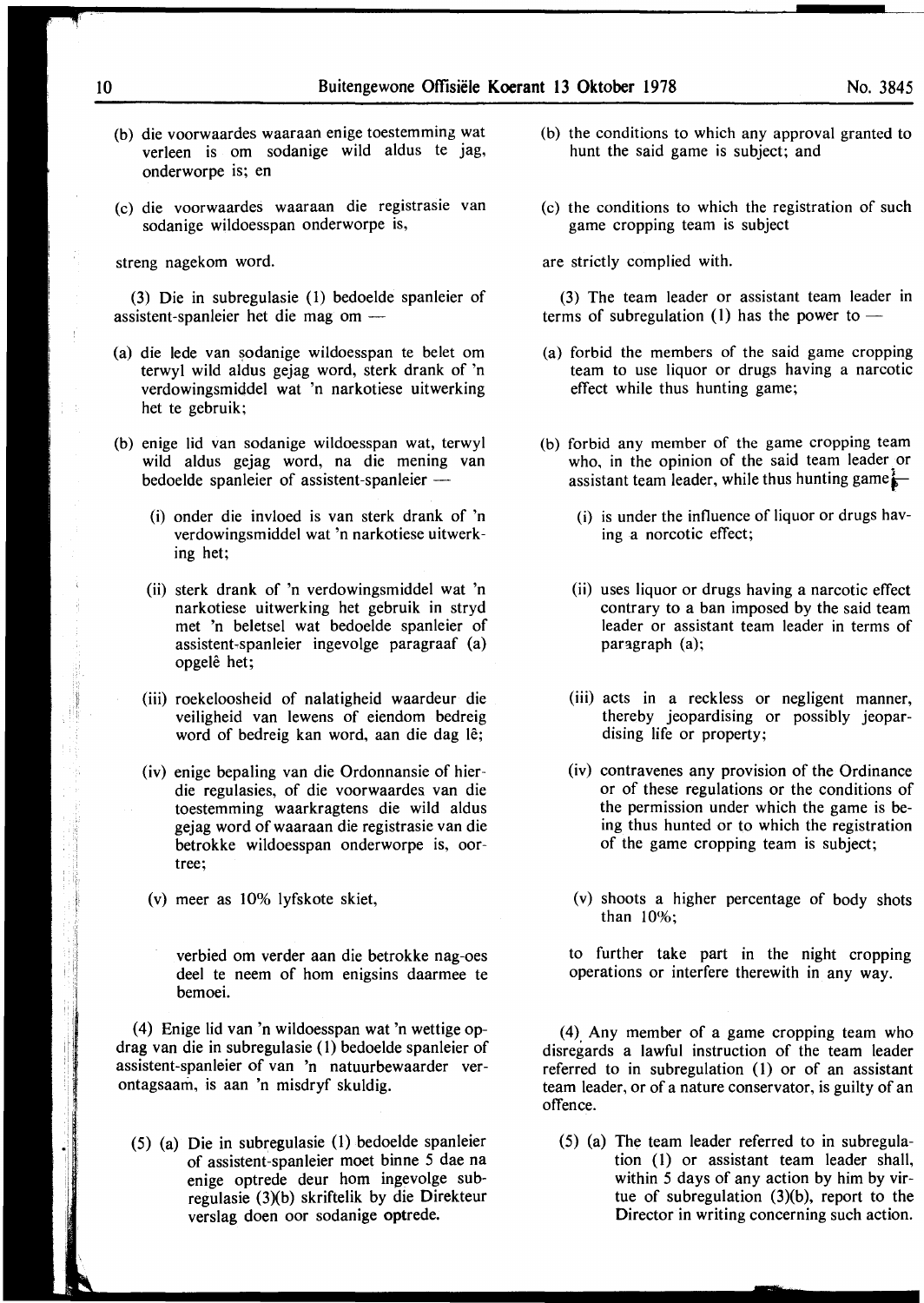(b) die voorwaardes waaraan enige toestemming wat verleen is om sodanige wild aldus te jag, onderworpe is; en

(c) die voorwaardes waaraan die registrasie van sodanige wildoesspan onderworpe is,

streng nagekom word.

(3) Die in subregulasie (1) bedoelde spanleier of assistent-spanleier het die mag om —

(a) die lede van sodanige wildoesspan te belet om terwyl wild aldus gejag word, sterk drank of 'n verdowingsmiddel wat 'n narkotiese uitwerking het te gebruik;

(b) enige lid van sodanige wildoesspan wat, terwyl wild aldus gejag word, na die mening van bedoelde spanleier of assistent-spanleier —

(i) onder die invloed is van sterk drank of 'n verdowingsmiddel wat 'n narkotiese uitwerking het;

(ii) sterk drank of 'n verdowingsmiddel wat 'n narkotiese uitwerking het gebruik in stryd met 'n beletsel wat bedoelde spanleier of assistent-spanleier ingevolge paragraaf (a) opgelê het;

(iii) roekeloosheid of nalatigheid waardeur die veiligheid van lewens of eiendom bedreig word of bedreig kan word, aan die dag lê;

(iv) enige bepaling van die Ordonnansie of hierdie regulasies, of die voorwaardes van die toestemming waarkragtens die wild aldus gejag word of waaraan die registrasie van die betrokke wildoesspan onderworpe is, oortree;

(v) meer as 10% lyfskote skiet,

verbied om verder aan die betrokke nag-oes deel te neem of hom enigsins daarmee te bemoei.

(4) Enige lid van 'n wildoesspan wat 'n wettige opdrag van die in subregulasie (1) bedoelde spanleier of assistent-spanleier of van 'n natuurbewaarder verontagsaam, is aan 'n misdryf skuldig.

(5) (a) Die in subregulasie (1) bedoelde spanleier of assistent-spanleier moet binne 5 dae na enige optrede deur hom ingevolge subregulasie (3)(b) skriftelik by die Direkteur verslag doen oor sodanige optrede.

(b) the conditions to which any approval granted to hunt the said game is subject; and

(c) the conditions to which the registration of such game cropping team is subject

are strictly complied with.

(3) The team leader or assistant team leader in terms of subregulation (1) has the power to —

(a) forbid the members of the said game cropping team to use liquor or drugs having a narcotic effect while thus hunting game;

(b) forbid any member of the game cropping team who, in the opinion of the said team leader or assistant team leader, while thus hunting game —

(i) is under the influence of liquor or drugs having a norcotic effect;

(ii) uses liquor or drugs having a narcotic effect contrary to a ban imposed by the said team leader or assistant team leader in terms of paragraph (a);

(iii) acts in a reckless or negligent manner, thereby jeopardising or possibly jeopardising life or property;

(iv) contravenes any provision of the Ordinance or of these regulations or the conditions of the permission under which the game is being thus hunted or to which the registration of the game cropping team is subject;

(v) shoots a higher percentage of body shots than 10%;

to further take part in the night cropping operations or interfere therewith in any way.

(4) Any member of a game cropping team who disregards a lawful instruction of the team leader referred to in subregulation (1) or of an assistant team leader, or of a nature conservator, is guilty of an offence.

(5) (a) The team leader referred to in subregulation (1) or assistant team leader shall, within 5 days of any action by him by virtue of subregulation (3)(b), report to the Director in writing concerning such action.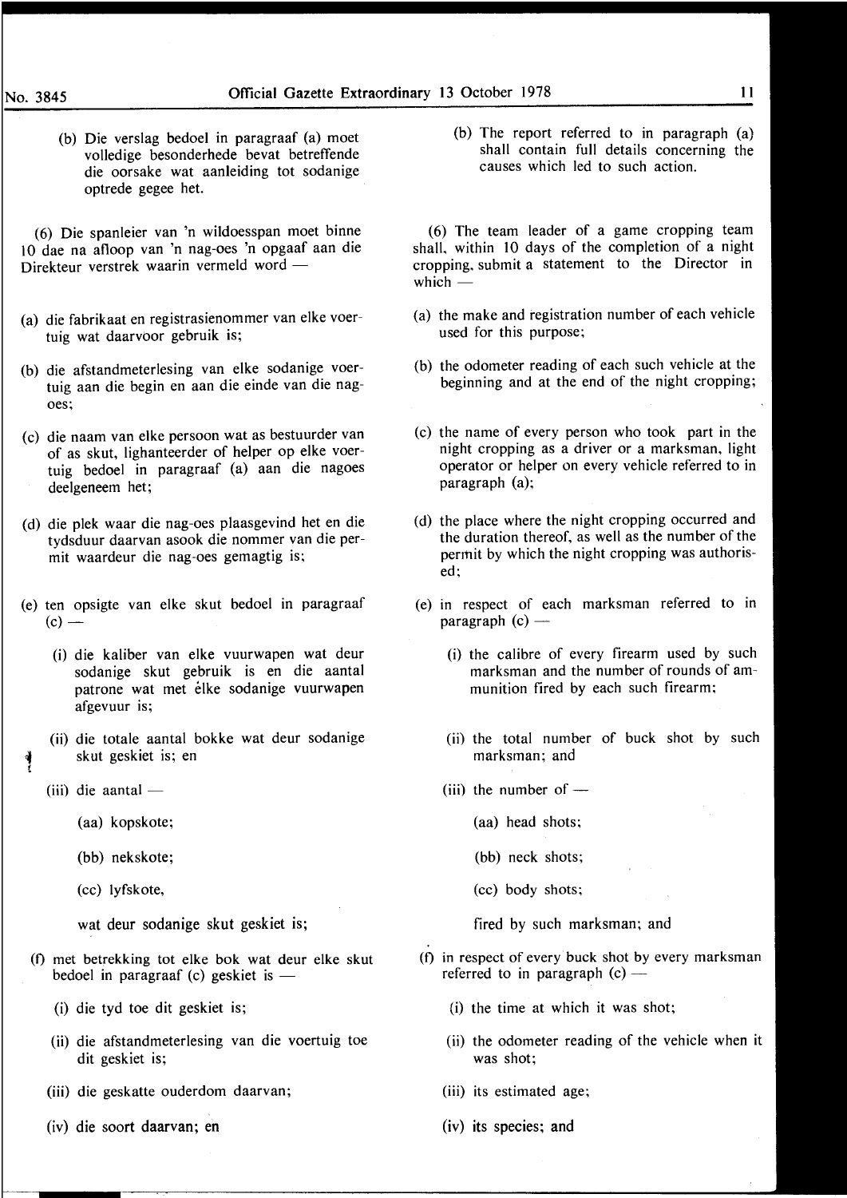(b) Die verslag bedoel in paragraaf (a) moet volledige besonderhede bevat betreffende die oorsake wat aanleiding tot sodanige optrede gegee het.

(6) Die spanleier van 'n wildoesspan moet binne 10 dae na afloop van 'n nag-oes 'n opgaaf aan die Direkteur verstrek waarin vermeld word —

(a) die fabrikaat en registrasienommer van elke voertuig wat daarvoor gebruik is;

(b) die afstandmeterlesing van elke sodanige voertuig aan die begin en aan die einde van die nag-oes;

(c) die naam van elke persoon wat as bestuurder van of as skut, lighanteerder of helper op elke voertuig bedoel in paragraaf (a) aan die nagoes deelgeneem het;

(d) die plek waar die nag-oes plaasgevind het en die tydsduur daarvan asook die nommer van die permit waardeur die nag-oes gemagtig is;

(e) ten opsigte van elke skut bedoel in paragraaf (c) —

(i) die kaliber van elke vuurwapen wat deur sodanige skut gebruik is en die aantal patrone wat met élke sodanige vuurwapen afgevuur is;

(ii) die totale aantal bokke wat deur sodanige skut geskiet is; en

(iii) die aantal —

(aa) kopskote;

(bb) nekskote;

(cc) lyfskote,

wat deur sodanige skut geskiet is;

(f) met betrekking tot elke bok wat deur elke skut bedoel in paragraaf (c) geskiet is —

(i) die tyd toe dit geskiet is;

(ii) die afstandmeterlesing van die voertuig toe dit geskiet is;

(iii) die geskatte ouderdom daarvan;

(iv) die soort daarvan; en

(b) The report referred to in paragraph (a) shall contain full details concerning the causes which led to such action.

(6) The team leader of a game cropping team shall, within 10 days of the completion of a night cropping, submit a statement to the Director in which —

(a) the make and registration number of each vehicle used for this purpose;

(b) the odometer reading of each such vehicle at the beginning and at the end of the night cropping;

(c) the name of every person who took part in the night cropping as a driver or a marksman, light operator or helper on every vehicle referred to in paragraph (a);

(d) the place where the night cropping occurred and the duration thereof, as well as the number of the permit by which the night cropping was authorised;

(e) in respect of each marksman referred to in paragraph (c) —

(i) the calibre of every firearm used by such marksman and the number of rounds of ammunition fired by each such firearm;

(ii) the total number of buck shot by such marksman; and

(iii) the number of —

(aa) head shots;

(bb) neck shots;

(cc) body shots;

fired by such marksman; and

(f) in respect of every buck shot by every marksman referred to in paragraph (c) —

(i) the time at which it was shot;

(ii) the odometer reading of the vehicle when it was shot;

(iii) its estimated age;

(iv) its species; and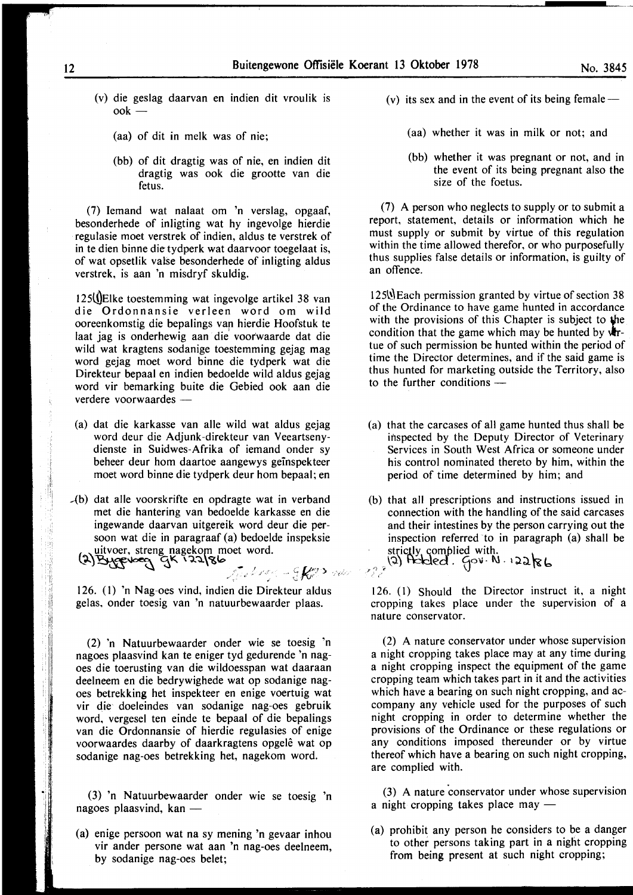(v) die geslag daarvan en indien dit vroulik is ook —

(aa) of dit in melk was of nie;

(bb) of dit dragtig was of nie, en indien dit dragtig was ook die grootte van die fetus.

(7) Iemand wat nalaat om 'n verslag, opgaaf, besonderhede of inligting wat hy ingevolge hierdie regulasie moet verstrek of indien, aldus te verstrek of in te dien binne die tydperk wat daarvoor toegelaat is, of wat opsetlik valse besonderhede of inligting aldus verstrek, is aan 'n misdryf skuldig.

125(1) Elke toestemming wat ingevolge artikel 38 van die Ordonnansie verleen word om wild ooreenkomstig die bepalings van hierdie Hoofstuk te laat jag is onderhewig aan die voorwaarde dat die wild wat kragtens sodanige toestemming gejag mag word gejag moet word binne die tydperk wat die Direkteur bepaal en indien bedoelde wild aldus gejag word vir bemarking buite die Gebied ook aan die verdere voorwaardes —

(a) dat die karkasse van alle wild wat aldus gejag word deur die Adjunk-direkteur van Veeartsenydienste in Suidwes-Afrika of iemand onder sy beheer deur hom daartoe aangewys geïnspekteer moet word binne die tydperk deur hom bepaal; en

(b) dat alle voorskrifte en opdragte wat in verband met die hantering van bedoelde karkasse en die ingewande daarvan uitgereik word deur die persoon wat die in paragraaf (a) bedoelde inspeksie uitvoer, streng nagekom moet word.

(2) Bygevoeg GK 122/86

126. (1) 'n Nag-oes vind, indien die Direkteur aldus gelas, onder toesig van 'n natuurbewaarder plaas.

(2) 'n Natuurbewaarder onder wie se toesig 'n nagoes plaasvind kan te eniger tyd gedurende 'n nagoes die toerusting van die wildoesspan wat daaraan deelneem en die bedrywighede wat op sodanige nagoes betrekking het inspekteer en enige voertuig wat vir die doeleindes van sodanige nag-oes gebruik word, vergesel ten einde te bepaal of die bepalings van die Ordonnansie of hierdie regulasies of enige voorwaardes daarby of daarkragtens opgelê wat op sodanige nag-oes betrekking het, nagekom word.

(3) 'n Natuurbewaarder onder wie se toesig 'n nagoes plaasvind, kan —

(a) enige persoon wat na sy mening 'n gevaar inhou vir ander persone wat aan 'n nag-oes deelneem, by sodanige nag-oes belet;

(v) its sex and in the event of its being female —

(aa) whether it was in milk or not; and

(bb) whether it was pregnant or not, and in the event of its being pregnant also the size of the foetus.

(7) A person who neglects to supply or to submit a report, statement, details or information which he must supply or submit by virtue of this regulation within the time allowed therefor, or who purposefully thus supplies false details or information, is guilty of an offence.

125(1) Each permission granted by virtue of section 38 of the Ordinance to have game hunted in accordance with the provisions of this Chapter is subject to the condition that the game which may be hunted by virtue of such permission be hunted within the period of time the Director determines, and if the said game is thus hunted for marketing outside the Territory, also to the further conditions —

(a) that the carcases of all game hunted thus shall be inspected by the Deputy Director of Veterinary Services in South West Africa or someone under his control nominated thereto by him, within the period of time determined by him; and

(b) that all prescriptions and instructions issued in connection with the handling of the said carcases and their intestines by the person carrying out the inspection referred to in paragraph (a) shall be strictly complied with.

(2) Added. Gov. N. 122/86

126. (1) Should the Director instruct it, a night cropping takes place under the supervision of a nature conservator.

(2) A nature conservator under whose supervision a night cropping takes place may at any time during a night cropping inspect the equipment of the game cropping team which takes part in it and the activities which have a bearing on such night cropping, and accompany any vehicle used for the purposes of such night cropping in order to determine whether the provisions of the Ordinance or these regulations or any conditions imposed thereunder or by virtue thereof which have a bearing on such night cropping, are complied with.

(3) A nature conservator under whose supervision a night cropping takes place may —

(a) prohibit any person he considers to be a danger to other persons taking part in a night cropping from being present at such night cropping;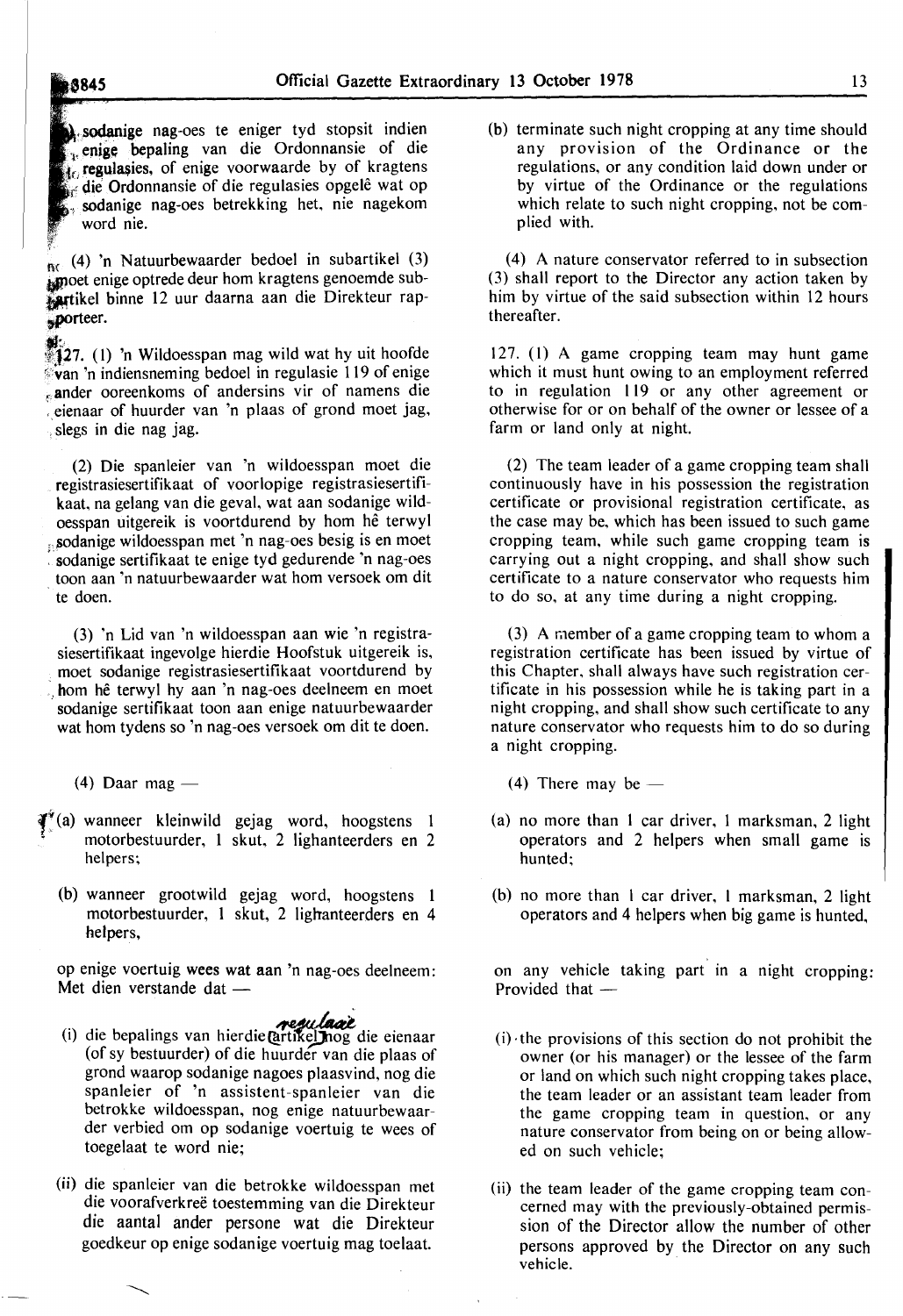(b) sodanige nag-oes te eniger tyd stopsit indien enige bepaling van die Ordonnansie of die regulasies, of enige voorwaarde by of kragtens die Ordonnansie of die regulasies opgelê wat op sodanige nag-oes betrekking het, nie nagekom word nie.

(4) 'n Natuurbewaarder bedoel in subartikel (3) moet enige optrede deur hom kragtens genoemde subartikel binne 12 uur daarna aan die Direkteur rapporteer.

127. (1) 'n Wildoesspan mag wild wat hy uit hoofde van 'n indiensneming bedoel in regulasie 119 of enige ander ooreenkoms of andersins vir of namens die eienaar of huurder van 'n plaas of grond moet jag, slegs in die nag jag.

(2) Die spanleier van 'n wildoesspan moet die registrasiesertifikaat of voorlopige registrasiesertifikaat, na gelang van die geval, wat aan sodanige wildoesspan uitgereik is voortdurend by hom hê terwyl sodanige wildoesspan met 'n nag-oes besig is en moet sodanige sertifikaat te enige tyd gedurende 'n nag-oes toon aan 'n natuurbewaarder wat hom versoek om dit te doen.

(3) 'n Lid van 'n wildoesspan aan wie 'n registrasiesertifikaat ingevolge hierdie Hoofstuk uitgereik is, moet sodanige registrasiesertifikaat voortdurend by hom hê terwyl hy aan 'n nag-oes deelneem en moet sodanige sertifikaat toon aan enige natuurbewaarder wat hom tydens so 'n nag-oes versoek om dit te doen.

(4) Daar mag —

(a) wanneer kleinwild gejag word, hoogstens 1 motorbestuurder, 1 skut, 2 lighanteerders en 2 helpers;

(b) wanneer grootwild gejag word, hoogstens 1 motorbestuurder, 1 skut, 2 lighanteerders en 4 helpers,

op enige voertuig wees wat aan 'n nag-oes deelneem: Met dien verstande dat —

(i) die bepalings van hierdie regulasie nog die eienaar (of sy bestuurder) of die huurder van die plaas of grond waarop sodanige nagoes plaasvind, nog die spanleier of 'n assistent-spanleier van die betrokke wildoesspan, nog enige natuurbewaarder verbied om op sodanige voertuig te wees of toegelaat te word nie;

(ii) die spanleier van die betrokke wildoesspan met die voorafverkreë toestemming van die Direkteur die aantal ander persone wat die Direkteur goedkeur op enige sodanige voertuig mag toelaat.

(b) terminate such night cropping at any time should any provision of the Ordinance or the regulations, or any condition laid down under or by virtue of the Ordinance or the regulations which relate to such night cropping, not be complied with.

(4) A nature conservator referred to in subsection (3) shall report to the Director any action taken by him by virtue of the said subsection within 12 hours thereafter.

127. (1) A game cropping team may hunt game which it must hunt owing to an employment referred to in regulation 119 or any other agreement or otherwise for or on behalf of the owner or lessee of a farm or land only at night.

(2) The team leader of a game cropping team shall continuously have in his possession the registration certificate or provisional registration certificate, as the case may be, which has been issued to such game cropping team, while such game cropping team is carrying out a night cropping, and shall show such certificate to a nature conservator who requests him to do so, at any time during a night cropping.

(3) A member of a game cropping team to whom a registration certificate has been issued by virtue of this Chapter, shall always have such registration certificate in his possession while he is taking part in a night cropping, and shall show such certificate to any nature conservator who requests him to do so during a night cropping.

(4) There may be —

(a) no more than 1 car driver, 1 marksman, 2 light operators and 2 helpers when small game is hunted;

(b) no more than 1 car driver, 1 marksman, 2 light operators and 4 helpers when big game is hunted,

on any vehicle taking part in a night cropping: Provided that —

(i) the provisions of this section do not prohibit the owner (or his manager) or the lessee of the farm or land on which such night cropping takes place, the team leader or an assistant team leader from the game cropping team in question, or any nature conservator from being on or being allowed on such vehicle;

(ii) the team leader of the game cropping team concerned may with the previously-obtained permission of the Director allow the number of other persons approved by the Director on any such vehicle.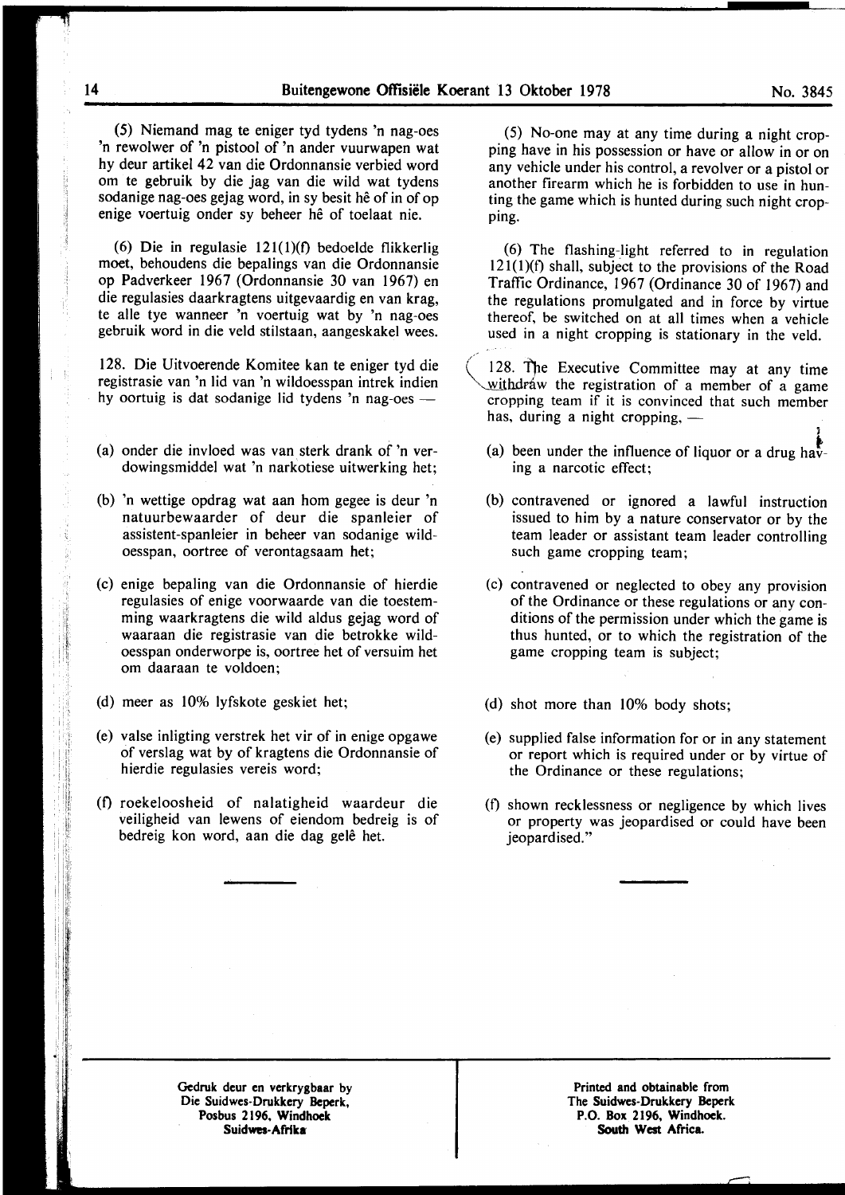(5) Niemand mag te eniger tyd tydens 'n nag-oes 'n rewolwer of 'n pistool of 'n ander vuurwapen wat hy deur artikel 42 van die Ordonnansie verbied word om te gebruik by die jag van die wild wat tydens sodanige nag-oes gejag word, in sy besit hê of in of op enige voertuig onder sy beheer hê of toelaat nie.

(6) Die in regulasie 121(1)(f) bedoelde flikkerlig moet, behoudens die bepalings van die Ordonnansie op Padverkeer 1967 (Ordonnansie 30 van 1967) en die regulasies daarkragtens uitgevaardig en van krag, te alle tye wanneer 'n voertuig wat by 'n nag-oes gebruik word in die veld stilstaan, aangeskakel wees.

128. Die Uitvoerende Komitee kan te eniger tyd die registrasie van 'n lid van 'n wildoesspan intrek indien hy oortuig is dat sodanige lid tydens 'n nag-oes —

(a) onder die invloed was van sterk drank of 'n verdowingsmiddel wat 'n narkotiese uitwerking het;

(b) 'n wettige opdrag wat aan hom gegee is deur 'n natuurbewaarder of deur die spanleier of assistent-spanleier in beheer van sodanige wildoesspan, oortree of verontagsaam het;

(c) enige bepaling van die Ordonnansie of hierdie regulasies of enige voorwaarde van die toestemming waarkragtens die wild aldus gejag word of waaraan die registrasie van die betrokke wildoesspan onderworpe is, oortree het of versuim het om daaraan te voldoen;

(d) meer as 10% lyfskote geskiet het;

(e) valse inligting verstrek het vir of in enige opgawe of verslag wat by of kragtens die Ordonnansie of hierdie regulasies vereis word;

(f) roekeloosheid of nalatigheid waardeur die veiligheid van lewens of eiendom bedreig is of bedreig kon word, aan die dag gelê het.

---

(5) No-one may at any time during a night cropping have in his possession or have or allow in or on any vehicle under his control, a revolver or a pistol or another firearm which he is forbidden to use in hunting the game which is hunted during such night cropping.

(6) The flashing-light referred to in regulation 121(1)(f) shall, subject to the provisions of the Road Traffic Ordinance, 1967 (Ordinance 30 of 1967) and the regulations promulgated and in force by virtue thereof, be switched on at all times when a vehicle used in a night cropping is stationary in the veld.

128. The Executive Committee may at any time withdraw the registration of a member of a game cropping team if it is convinced that such member has, during a night cropping, —

(a) been under the influence of liquor or a drug having a narcotic effect;

(b) contravened or ignored a lawful instruction issued to him by a nature conservator or by the team leader or assistant team leader controlling such game cropping team;

(c) contravened or neglected to obey any provision of the Ordinance or these regulations or any conditions of the permission under which the game is thus hunted, or to which the registration of the game cropping team is subject;

(d) shot more than 10% body shots;

(e) supplied false information for or in any statement or report which is required under or by virtue of the Ordinance or these regulations;

(f) shown recklessness or negligence by which lives or property was jeopardised or could have been jeopardised."

---

**Gedruk deur en verkrygbaar by Die Suidwes-Drukkery Beperk, Posbus 2196, Windhoek Suidwes-Afrika**

**Printed and obtainable from The Suidwes-Drukkery Beperk P.O. Box 2196, Windhoek. South West Africa.**